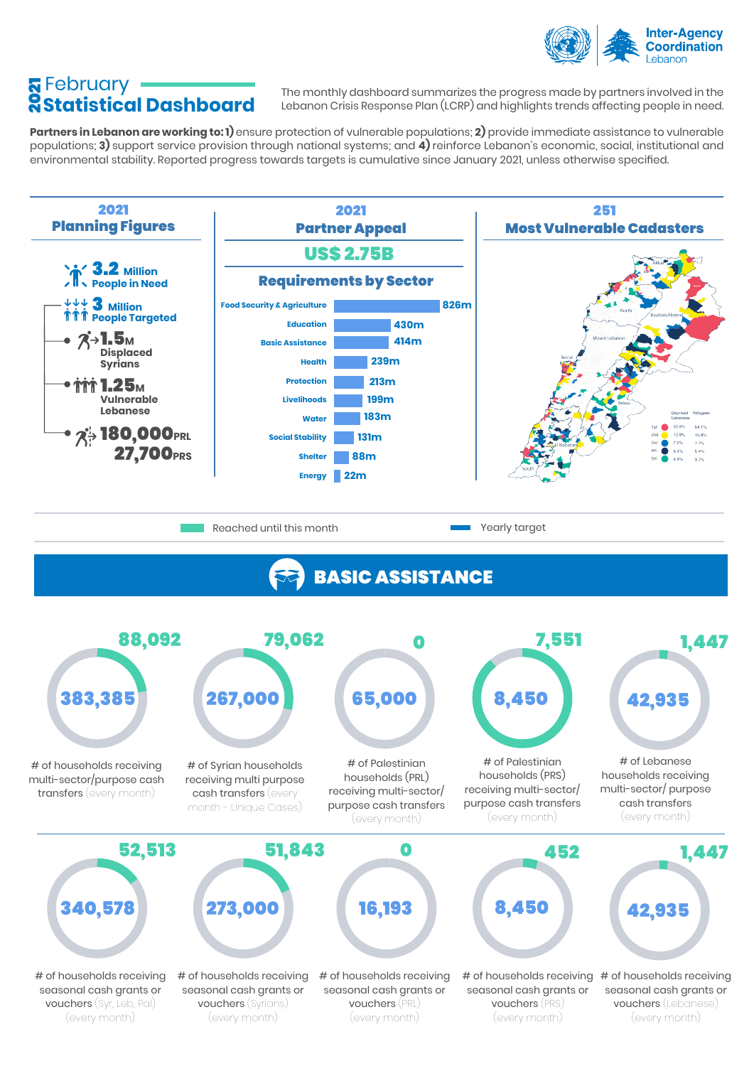# 2021 February Statistical Dashboard

Inter-Agency Coordination Lebanon

The monthly dashboard summarizes the progress made by partners involved in the Lebanon Crisis Response Plan (LCRP) and highlights trends affecting people in need.

**Partners in Lebanon are working to: 1)** ensure protection of vulnerable populations; **2)** provide immediate assistance to vulnerable populations; **3)** support service provision through national systems; and **4)** reinforce Lebanon's economic, social, institutional and environmental stability. Reported progress towards targets is cumulative since January 2021, unless otherwise specified.

## 2021 Planning Figures

- **3.2 Million** People in Need
- **3 Million** People Targeted
  - **1.5M** Displaced Syrians
  - **1.25M** Vulnerable Lebanese
  - **180,000** PRL
  - **27,700** PRS

## 2021 Partner Appeal

**US$ 2.75B**

### Requirements by Sector

| Sector | Requirement |
|---|---|
| Food Security & Agriculture | 826m |
| Education | 430m |
| Basic Assistance | 414m |
| Health | 239m |
| Protection | 213m |
| Livelihoods | 199m |
| Water | 183m |
| Social Stability | 131m |
| Shelter | 88m |
| Energy | 22m |

## 251 Most Vulnerable Cadasters

| | Deprived Lebanese | Refugees |
|---|---|---|
| 1st | 35.8% | 54.1% |
| 2nd | 12.8% | 15.8% |
| 3rd | 7.5% | 7.7% |
| 4th | 5.4% | 5.4% |
| 5th | 4.9% | 3.7% |

Reached until this month — Yearly target

## BASIC ASSISTANCE

| Indicator | Reached | Target |
|---|---|---|
| # of households receiving multi-sector/purpose cash transfers (every month) | 88,092 | 383,385 |
| # of Syrian households receiving multi purpose cash transfers (every month - Unique Cases) | 79,062 | 267,000 |
| # of Palestinian households (PRL) receiving multi-sector/ purpose cash transfers (every month) | 0 | 65,000 |
| # of Palestinian households (PRS) receiving multi-sector/ purpose cash transfers (every month) | 7,551 | 8,450 |
| # of Lebanese households receiving multi-sector/ purpose cash transfers (every month) | 1,447 | 42,935 |
| # of households receiving seasonal cash grants or vouchers (Syr, Leb, Pal) (every month) | 52,513 | 340,578 |
| # of households receiving seasonal cash grants or vouchers (Syrians) (every month) | 51,843 | 273,000 |
| # of households receiving seasonal cash grants or vouchers (PRL) (every month) | 0 | 16,193 |
| # of households receiving seasonal cash grants or vouchers (PRS) (every month) | 452 | 8,450 |
| # of households receiving seasonal cash grants or vouchers (Lebanese) (every month) | 1,447 | 42,935 |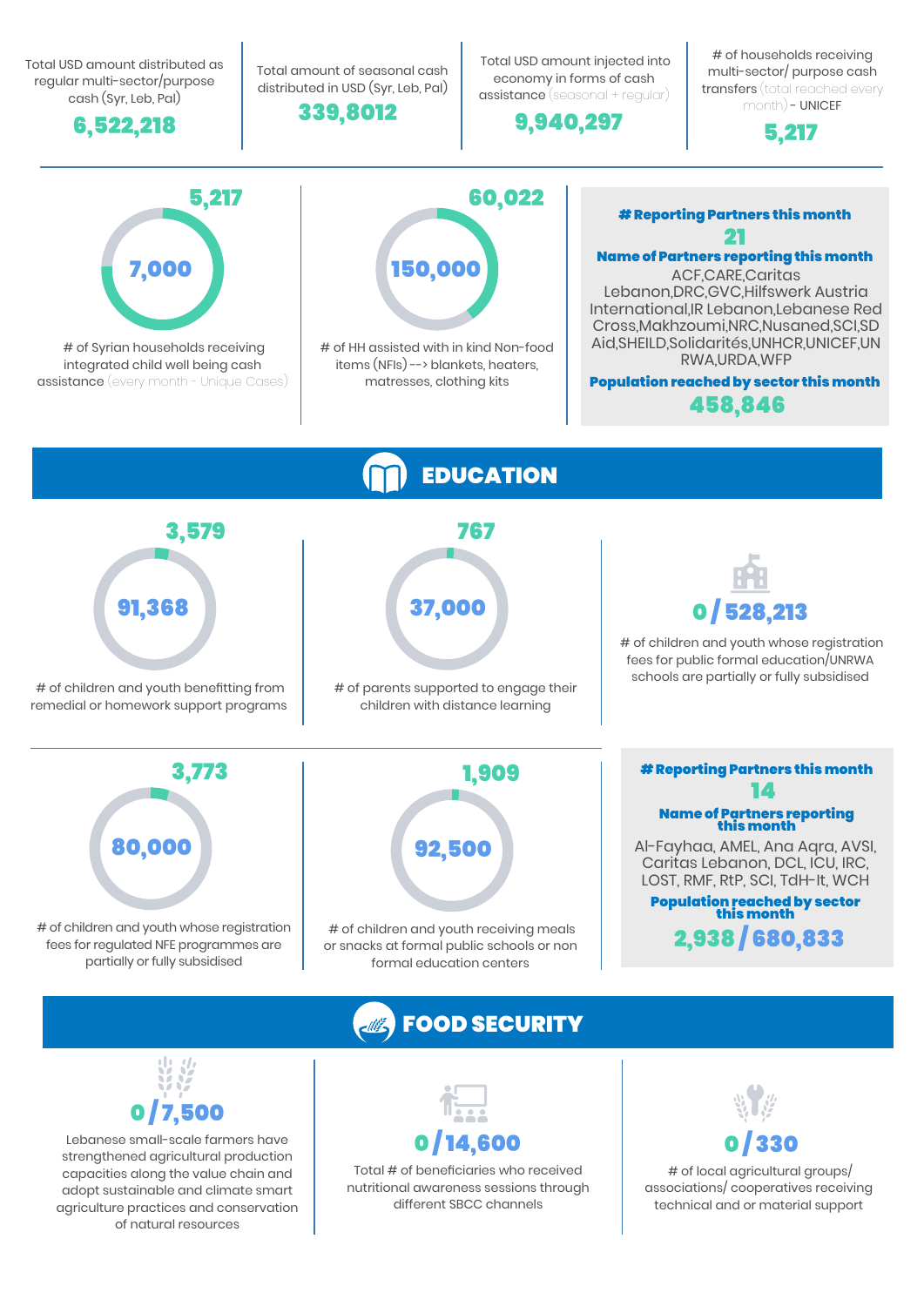Total USD amount distributed as regular multi-sector/purpose cash (Syr, Leb, Pal)

**6,522,218**

Total amount of seasonal cash distributed in USD (Syr, Leb, Pal)

**339,8012**

Total USD amount injected into economy in forms of cash assistance (seasonal + regular)

**9,940,297**

# of households receiving multi-sector/ purpose cash transfers (total reached every month) - UNICEF

**5,217**

**5,217** / **7,000**

# of Syrian households receiving integrated child well being cash assistance (every month - Unique Cases)

**60,022** / **150,000**

# of HH assisted with in kind Non-food items (NFIs) --> blankets, heaters, matresses, clothing kits

**# Reporting Partners this month**

**21**

**Name of Partners reporting this month**

ACF,CARE,Caritas Lebanon,DRC,GVC,Hilfswerk Austria International,IR Lebanon,Lebanese Red Cross,Makhzoumi,NRC,Nusaned,SCI,SD Aid,SHEILD,Solidarités,UNHCR,UNICEF,UNRWA,URDA,WFP

**Population reached by sector this month**

**458,846**

## EDUCATION

**3,579** / **91,368**

# of children and youth benefitting from remedial or homework support programs

**767** / **37,000**

# of parents supported to engage their children with distance learning

**0 / 528,213**

# of children and youth whose registration fees for public formal education/UNRWA schools are partially or fully subsidised

**3,773** / **80,000**

# of children and youth whose registration fees for regulated NFE programmes are partially or fully subsidised

**1,909** / **92,500**

# of children and youth receiving meals or snacks at formal public schools or non formal education centers

**# Reporting Partners this month**

**14**

**Name of Partners reporting this month**

Al-Fayhaa, AMEL, Ana Aqra, AVSI, Caritas Lebanon, DCL, ICU, IRC, LOST, RMF, RtP, SCI, TdH-It, WCH

**Population reached by sector this month**

**2,938 / 680,833**

## FOOD SECURITY

**0 / 7,500**

Lebanese small-scale farmers have strengthened agricultural production capacities along the value chain and adopt sustainable and climate smart agriculture practices and conservation of natural resources

**0 / 14,600**

Total # of beneficiaries who received nutritional awareness sessions through different SBCC channels

**0 / 330**

# of local agricultural groups/ associations/ cooperatives receiving technical and or material support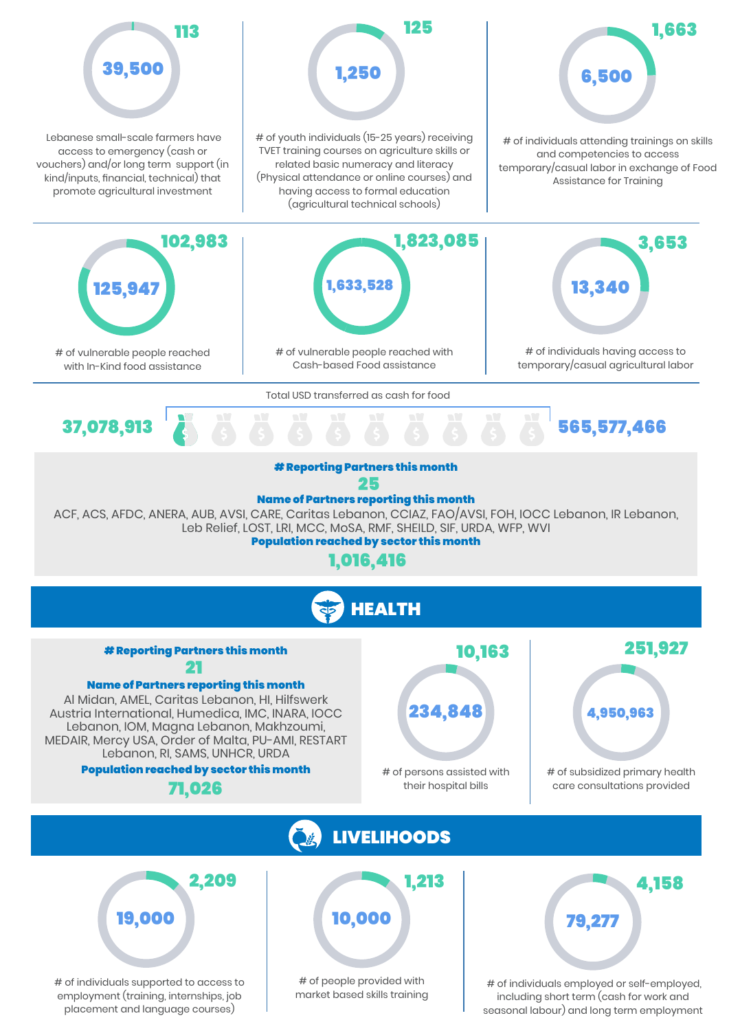**113** / **39,500**

Lebanese small-scale farmers have access to emergency (cash or vouchers) and/or long term support (in kind/inputs, financial, technical) that promote agricultural investment

**125** / **1,250**

# of youth individuals (15-25 years) receiving TVET training courses on agriculture skills or related basic numeracy and literacy (Physical attendance or online courses) and having access to formal education (agricultural technical schools)

**1,663** / **6,500**

# of individuals attending trainings on skills and competencies to access temporary/casual labor in exchange of Food Assistance for Training

**102,983** / **125,947**

# of vulnerable people reached with In-Kind food assistance

**1,823,085** / **1,633,528**

# of vulnerable people reached with Cash-based Food assistance

**3,653** / **13,340**

# of individuals having access to temporary/casual agricultural labor

Total USD transferred as cash for food

**37,078,913** / **565,577,466**

**# Reporting Partners this month**

**25**

**Name of Partners reporting this month**

ACF, ACS, AFDC, ANERA, AUB, AVSI, CARE, Caritas Lebanon, CCIAZ, FAO/AVSI, FOH, IOCC Lebanon, IR Lebanon, Leb Relief, LOST, LRI, MCC, MoSA, RMF, SHEILD, SIF, URDA, WFP, WVI

**Population reached by sector this month**

**1,016,416**

## HEALTH

**# Reporting Partners this month**

**21**

**Name of Partners reporting this month**

Al Midan, AMEL, Caritas Lebanon, HI, Hilfswerk Austria International, Humedica, IMC, INARA, IOCC Lebanon, IOM, Magna Lebanon, Makhzoumi, MEDAIR, Mercy USA, Order of Malta, PU-AMI, RESTART Lebanon, RI, SAMS, UNHCR, URDA

**Population reached by sector this month**

**71,026**

**10,163** / **234,848**

# of persons assisted with their hospital bills

**251,927** / **4,950,963**

# of subsidized primary health care consultations provided

## LIVELIHOODS

**2,209** / **19,000**

# of individuals supported to access to employment (training, internships, job placement and language courses)

**1,213** / **10,000**

# of people provided with market based skills training

**4,158** / **79,277**

# of individuals employed or self-employed, including short term (cash for work and seasonal labour) and long term employment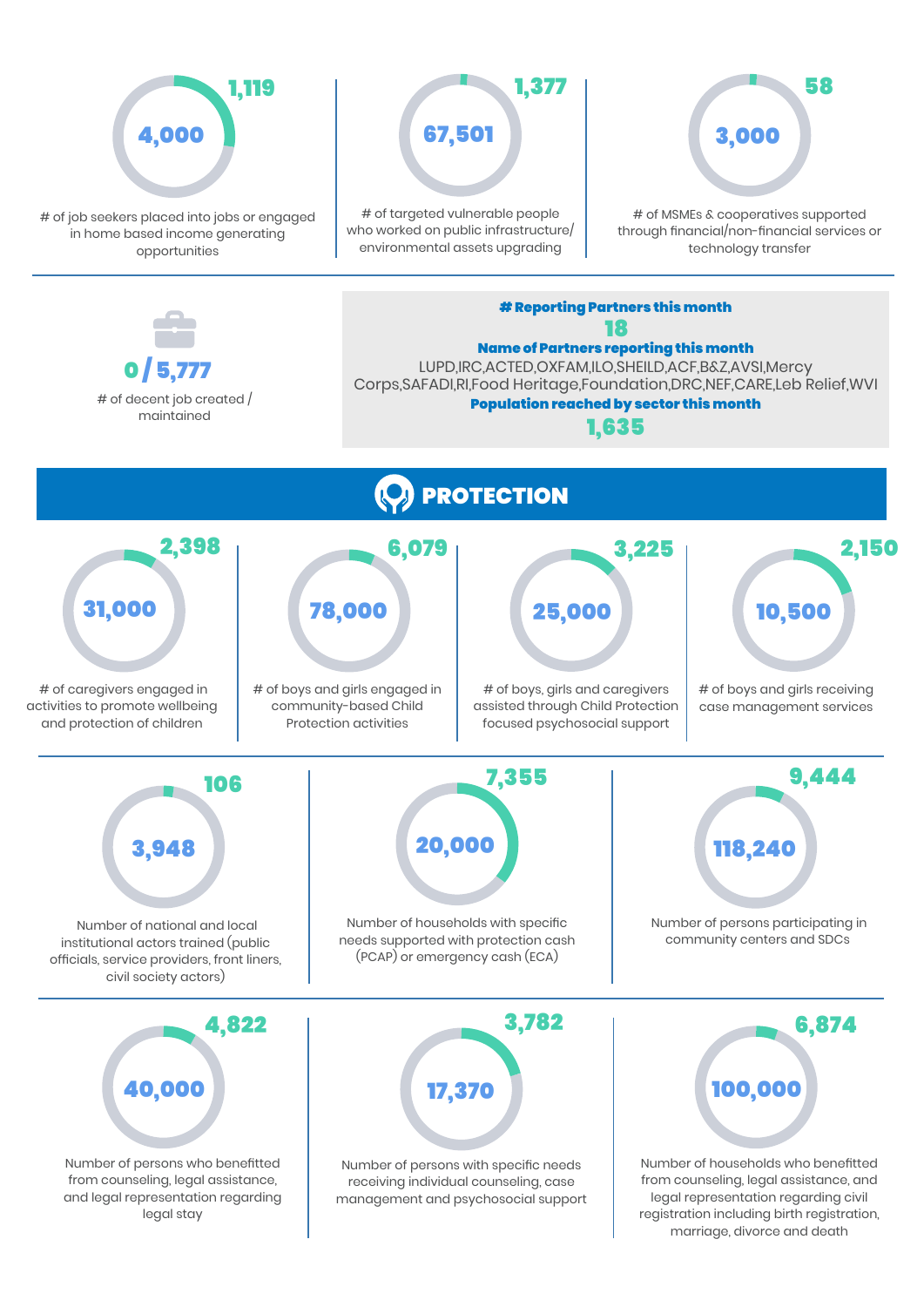**1,119** / **4,000**

# of job seekers placed into jobs or engaged in home based income generating opportunities

**1,377** / **67,501**

# of targeted vulnerable people who worked on public infrastructure/ environmental assets upgrading

**58** / **3,000**

# of MSMEs & cooperatives supported through financial/non-financial services or technology transfer

**0 / 5,777**

# of decent job created / maintained

**# Reporting Partners this month**

**18**

**Name of Partners reporting this month**

LUPD,IRC,ACTED,OXFAM,ILO,SHEILD,ACF,B&Z,AVSI,Mercy Corps,SAFADI,RI,Food Heritage,Foundation,DRC,NEF,CARE,Leb Relief,WVI

**Population reached by sector this month**

**1,635**

# PROTECTION

**2,398** / **31,000**

# of caregivers engaged in activities to promote wellbeing and protection of children

**6,079** / **78,000**

# of boys and girls engaged in community-based Child Protection activities

**3,225** / **25,000**

# of boys, girls and caregivers assisted through Child Protection focused psychosocial support

**2,150** / **10,500**

# of boys and girls receiving case management services

**106** / **3,948**

Number of national and local institutional actors trained (public officials, service providers, front liners, civil society actors)

**7,355** / **20,000**

Number of households with specific needs supported with protection cash (PCAP) or emergency cash (ECA)

**9,444** / **118,240**

Number of persons participating in community centers and SDCs

**4,822** / **40,000**

Number of persons who benefitted from counseling, legal assistance, and legal representation regarding legal stay

**3,782** / **17,370**

Number of persons with specific needs receiving individual counseling, case management and psychosocial support

**6,874** / **100,000**

Number of households who benefitted from counseling, legal assistance, and legal representation regarding civil registration including birth registration, marriage, divorce and death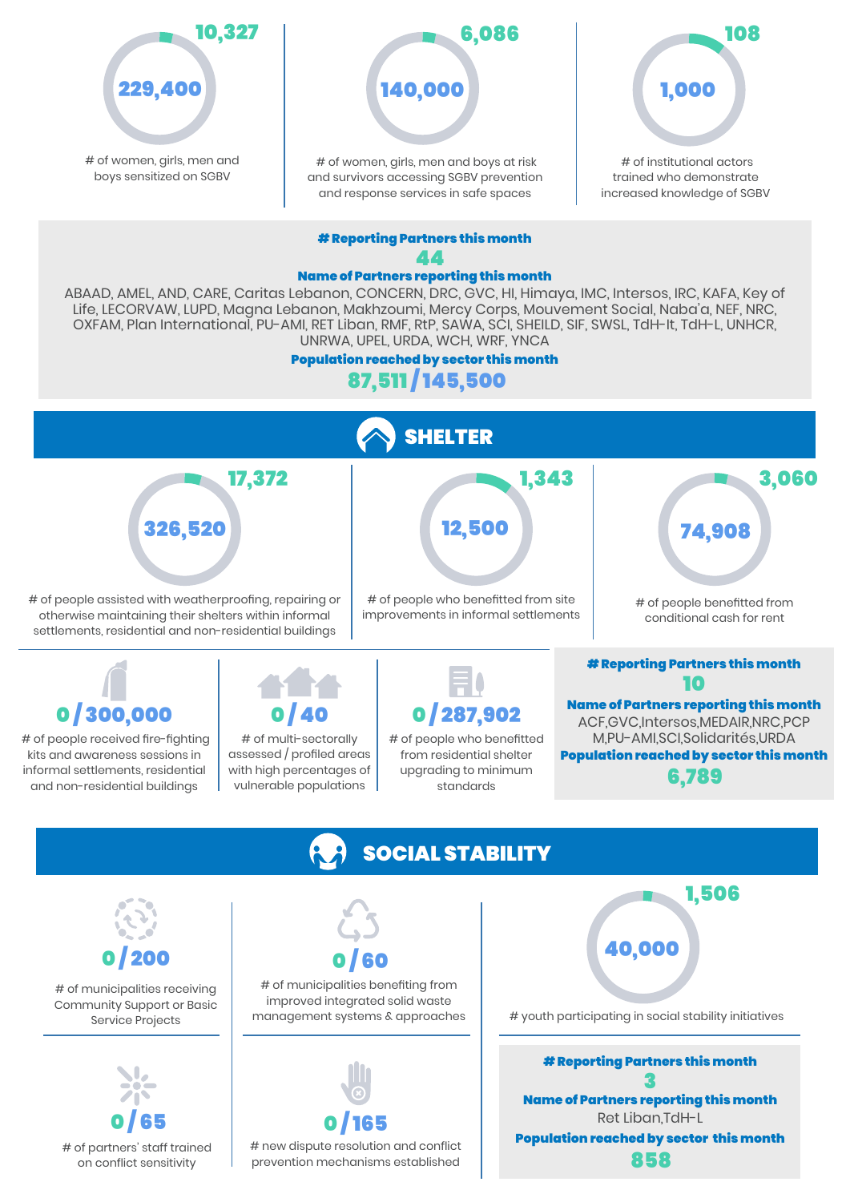**10,327** / **229,400**
# of women, girls, men and boys sensitized on SGBV

**6,086** / **140,000**
# of women, girls, men and boys at risk and survivors accessing SGBV prevention and response services in safe spaces

**108** / **1,000**
# of institutional actors trained who demonstrate increased knowledge of SGBV

**# Reporting Partners this month**

**44**

**Name of Partners reporting this month**

ABAAD, AMEL, AND, CARE, Caritas Lebanon, CONCERN, DRC, GVC, HI, Himaya, IMC, Intersos, IRC, KAFA, Key of Life, LECORVAW, LUPD, Magna Lebanon, Makhzoumi, Mercy Corps, Mouvement Social, Naba'a, NEF, NRC, OXFAM, Plan International, PU-AMI, RET Liban, RMF, RtP, SAWA, SCI, SHEILD, SIF, SWSL, TdH-It, TdH-L, UNHCR, UNRWA, UPEL, URDA, WCH, WRF, YNCA

**Population reached by sector this month**

**87,511 / 145,500**

## SHELTER

**17,372** / **326,520**
# of people assisted with weatherproofing, repairing or otherwise maintaining their shelters within informal settlements, residential and non-residential buildings

**1,343** / **12,500**
# of people who benefitted from site improvements in informal settlements

**3,060** / **74,908**
# of people benefitted from conditional cash for rent

**0 / 300,000**
# of people received fire-fighting kits and awareness sessions in informal settlements, residential and non-residential buildings

**0 / 40**
# of multi-sectorally assessed / profiled areas with high percentages of vulnerable populations

**0 / 287,902**
# of people who benefitted from residential shelter upgrading to minimum standards

**# Reporting Partners this month**

**10**

**Name of Partners reporting this month**

ACF,GVC,Intersos,MEDAIR,NRC,PCP M,PU-AMI,SCI,Solidarités,URDA

**Population reached by sector this month**

**6,789**

## SOCIAL STABILITY

**0 / 200**
# of municipalities receiving Community Support or Basic Service Projects

**0 / 60**
# of municipalities benefiting from improved integrated solid waste management systems & approaches

**1,506** / **40,000**
# youth participating in social stability initiatives

**0 / 65**
# of partners' staff trained on conflict sensitivity

**0 / 165**
# new dispute resolution and conflict prevention mechanisms established

**# Reporting Partners this month**

**3**

**Name of Partners reporting this month**

Ret Liban,TdH-L

**Population reached by sector this month**

**858**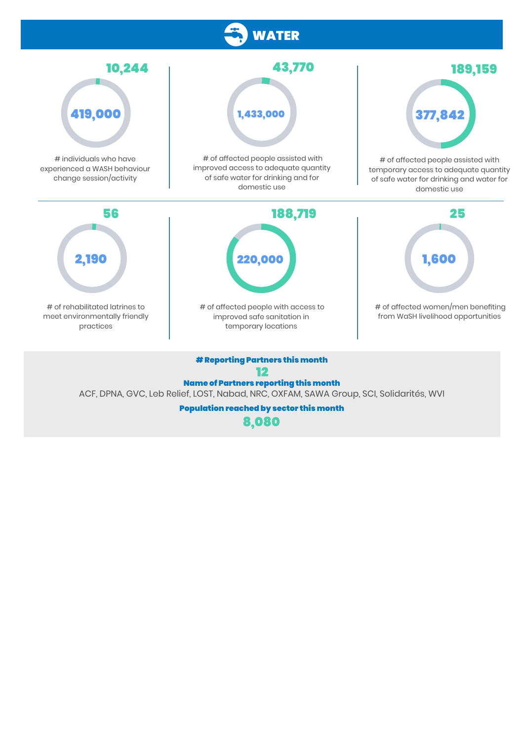# WATER

10,244

419,000

# individuals who have experienced a WASH behaviour change session/activity

43,770

1,433,000

# of affected people assisted with improved access to adequate quantity of safe water for drinking and for domestic use

189,159

377,842

# of affected people assisted with temporary access to adequate quantity of safe water for drinking and water for domestic use

56

2,190

# of rehabilitated latrines to meet environmentally friendly practices

188,719

220,000

# of affected people with access to improved safe sanitation in temporary locations

25

1,600

# of affected women/men benefiting from WaSH livelihood opportunities

**# Reporting Partners this month**

**12**

**Name of Partners reporting this month**

ACF, DPNA, GVC, Leb Relief, LOST, Nabad, NRC, OXFAM, SAWA Group, SCI, Solidarités, WVI

**Population reached by sector this month**

**8,080**